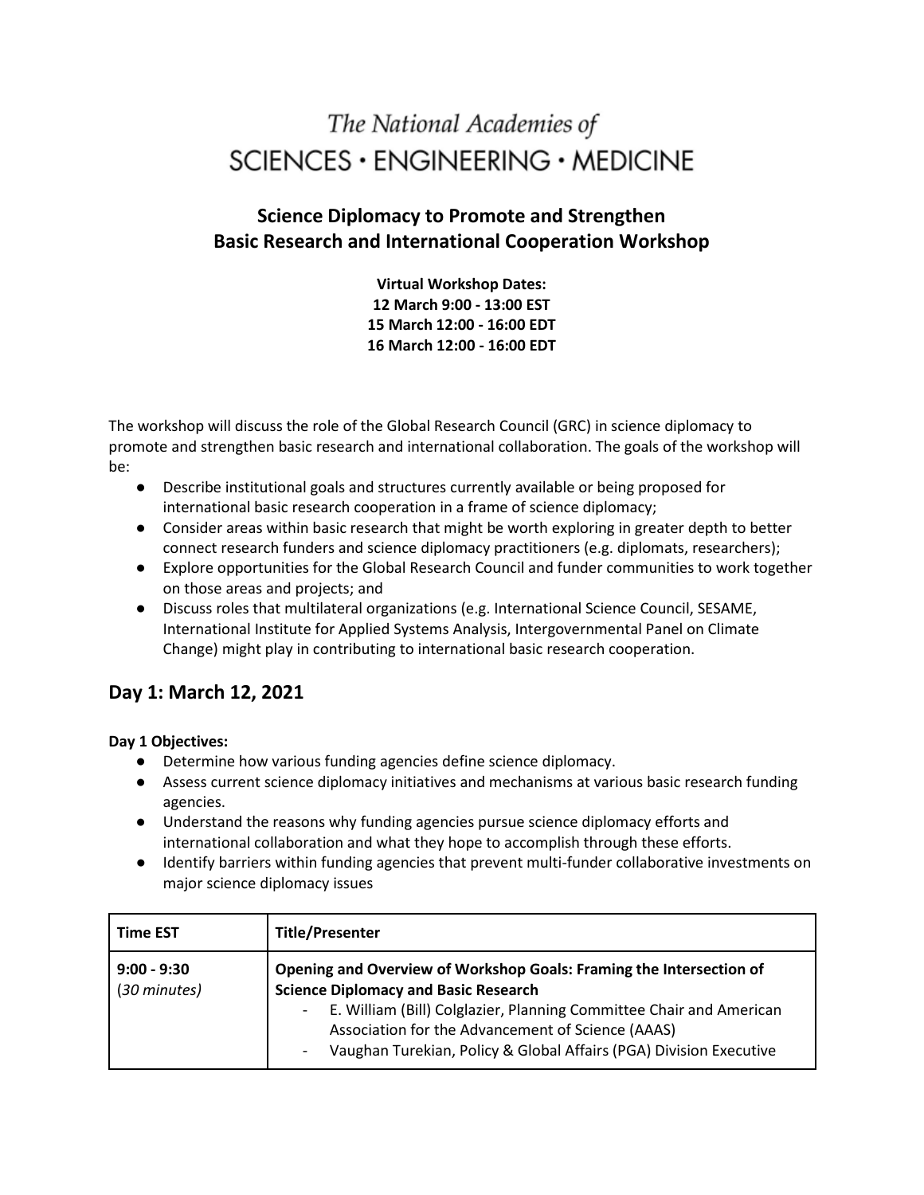The National Academies of
SCIENCES · ENGINEERING · MEDICINE

# Science Diplomacy to Promote and Strengthen Basic Research and International Cooperation Workshop

**Virtual Workshop Dates:**
**12 March 9:00 - 13:00 EST**
**15 March 12:00 - 16:00 EDT**
**16 March 12:00 - 16:00 EDT**

The workshop will discuss the role of the Global Research Council (GRC) in science diplomacy to promote and strengthen basic research and international collaboration. The goals of the workshop will be:

- Describe institutional goals and structures currently available or being proposed for international basic research cooperation in a frame of science diplomacy;
- Consider areas within basic research that might be worth exploring in greater depth to better connect research funders and science diplomacy practitioners (e.g. diplomats, researchers);
- Explore opportunities for the Global Research Council and funder communities to work together on those areas and projects; and
- Discuss roles that multilateral organizations (e.g. International Science Council, SESAME, International Institute for Applied Systems Analysis, Intergovernmental Panel on Climate Change) might play in contributing to international basic research cooperation.

## Day 1: March 12, 2021

**Day 1 Objectives:**

- Determine how various funding agencies define science diplomacy.
- Assess current science diplomacy initiatives and mechanisms at various basic research funding agencies.
- Understand the reasons why funding agencies pursue science diplomacy efforts and international collaboration and what they hope to accomplish through these efforts.
- Identify barriers within funding agencies that prevent multi-funder collaborative investments on major science diplomacy issues

| Time EST | Title/Presenter |
| --- | --- |
| **9:00 - 9:30** (*30 minutes*) | **Opening and Overview of Workshop Goals: Framing the Intersection of Science Diplomacy and Basic Research**<br>- E. William (Bill) Colglazier, Planning Committee Chair and American Association for the Advancement of Science (AAAS)<br>- Vaughan Turekian, Policy & Global Affairs (PGA) Division Executive |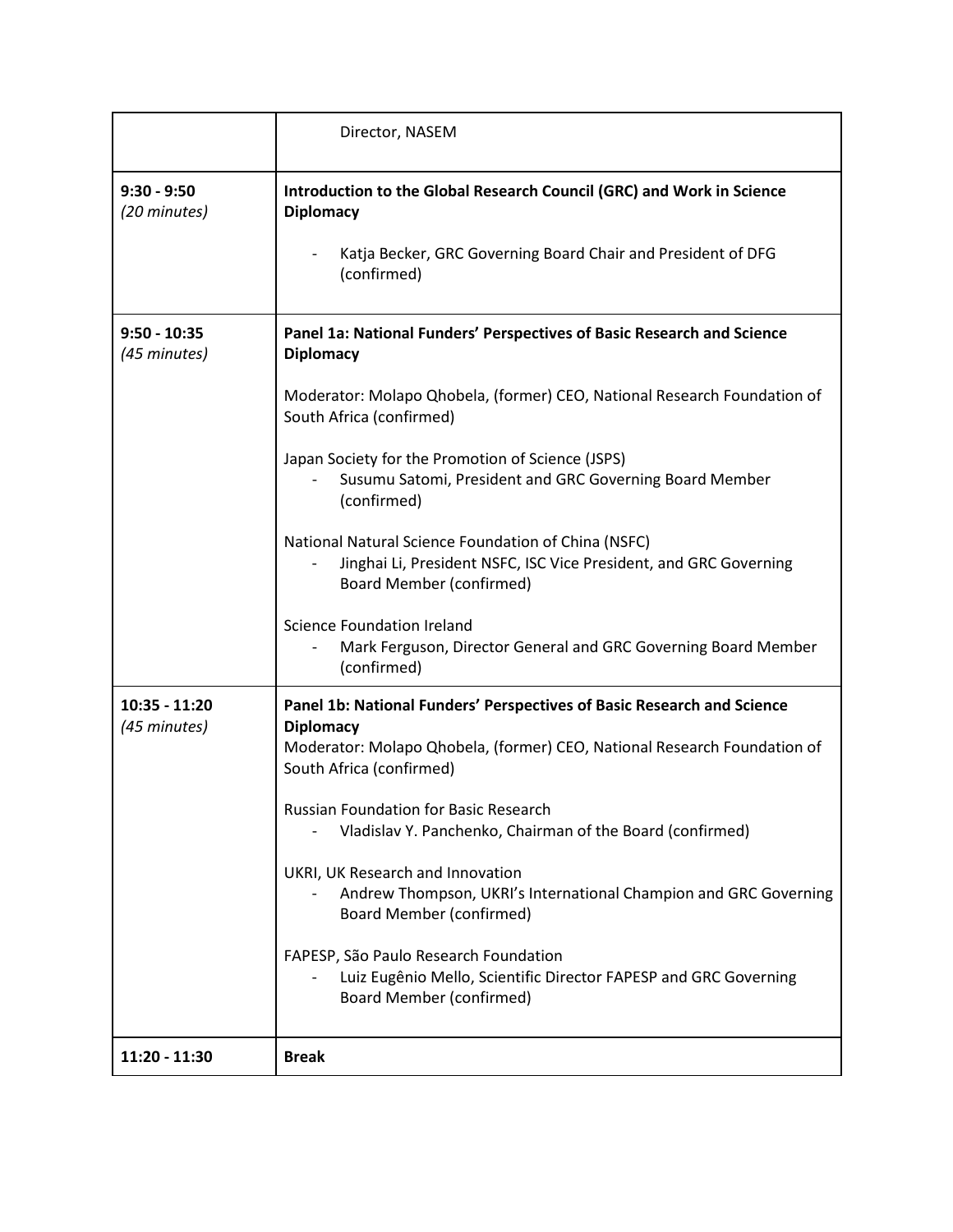| | |
|---|---|
| | Director, NASEM |
| **9:30 - 9:50**<br>*(20 minutes)* | **Introduction to the Global Research Council (GRC) and Work in Science Diplomacy**<br><br>- Katja Becker, GRC Governing Board Chair and President of DFG (confirmed) |
| **9:50 - 10:35**<br>*(45 minutes)* | **Panel 1a: National Funders' Perspectives of Basic Research and Science Diplomacy**<br><br>Moderator: Molapo Qhobela, (former) CEO, National Research Foundation of South Africa (confirmed)<br><br>Japan Society for the Promotion of Science (JSPS)<br>- Susumu Satomi, President and GRC Governing Board Member (confirmed)<br><br>National Natural Science Foundation of China (NSFC)<br>- Jinghai Li, President NSFC, ISC Vice President, and GRC Governing Board Member (confirmed)<br><br>Science Foundation Ireland<br>- Mark Ferguson, Director General and GRC Governing Board Member (confirmed) |
| **10:35 - 11:20**<br>*(45 minutes)* | **Panel 1b: National Funders' Perspectives of Basic Research and Science Diplomacy**<br>Moderator: Molapo Qhobela, (former) CEO, National Research Foundation of South Africa (confirmed)<br><br>Russian Foundation for Basic Research<br>- Vladislav Y. Panchenko, Chairman of the Board (confirmed)<br><br>UKRI, UK Research and Innovation<br>- Andrew Thompson, UKRI's International Champion and GRC Governing Board Member (confirmed)<br><br>FAPESP, São Paulo Research Foundation<br>- Luiz Eugênio Mello, Scientific Director FAPESP and GRC Governing Board Member (confirmed) |
| **11:20 - 11:30** | **Break** |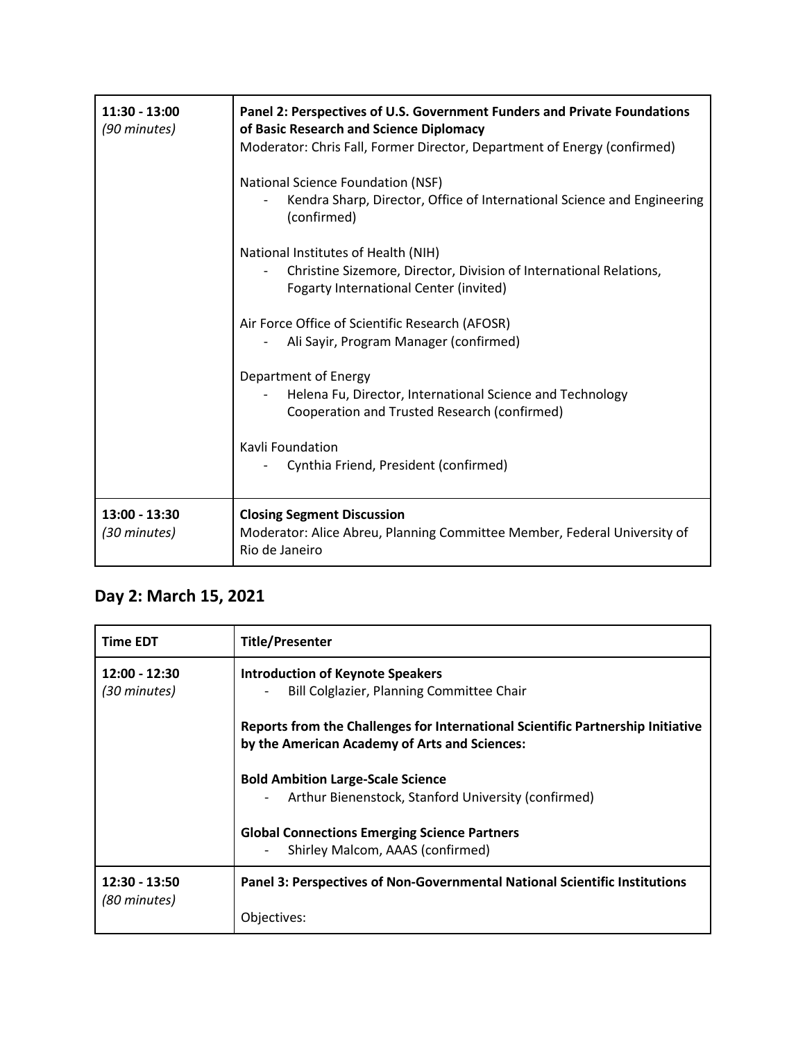| | |
|---|---|
| **11:30 - 13:00**<br>*(90 minutes)* | **Panel 2: Perspectives of U.S. Government Funders and Private Foundations of Basic Research and Science Diplomacy**<br>Moderator: Chris Fall, Former Director, Department of Energy (confirmed)<br><br>National Science Foundation (NSF)<br>- Kendra Sharp, Director, Office of International Science and Engineering (confirmed)<br><br>National Institutes of Health (NIH)<br>- Christine Sizemore, Director, Division of International Relations, Fogarty International Center (invited)<br><br>Air Force Office of Scientific Research (AFOSR)<br>- Ali Sayir, Program Manager (confirmed)<br><br>Department of Energy<br>- Helena Fu, Director, International Science and Technology Cooperation and Trusted Research (confirmed)<br><br>Kavli Foundation<br>- Cynthia Friend, President (confirmed) |
| **13:00 - 13:30**<br>*(30 minutes)* | **Closing Segment Discussion**<br>Moderator: Alice Abreu, Planning Committee Member, Federal University of Rio de Janeiro |

## Day 2: March 15, 2021

| Time EDT | Title/Presenter |
|---|---|
| **12:00 - 12:30**<br>*(30 minutes)* | **Introduction of Keynote Speakers**<br>- Bill Colglazier, Planning Committee Chair<br><br>**Reports from the Challenges for International Scientific Partnership Initiative by the American Academy of Arts and Sciences:**<br><br>**Bold Ambition Large-Scale Science**<br>- Arthur Bienenstock, Stanford University (confirmed)<br><br>**Global Connections Emerging Science Partners**<br>- Shirley Malcom, AAAS (confirmed) |
| **12:30 - 13:50**<br>*(80 minutes)* | **Panel 3: Perspectives of Non-Governmental National Scientific Institutions**<br><br>Objectives: |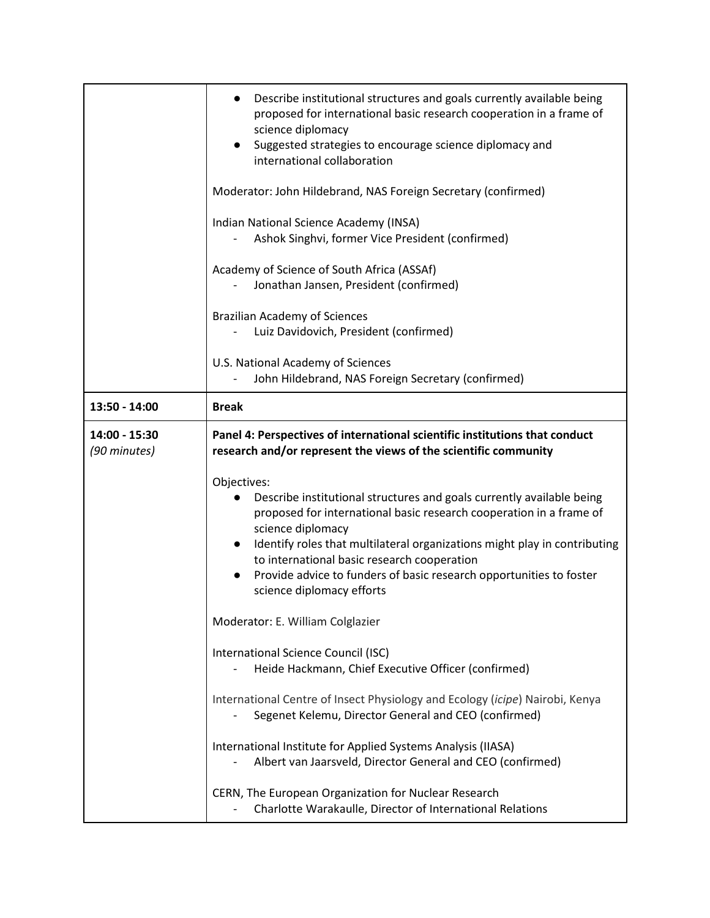| | |
|---|---|
| | • Describe institutional structures and goals currently available being proposed for international basic research cooperation in a frame of science diplomacy<br>• Suggested strategies to encourage science diplomacy and international collaboration<br><br>Moderator: John Hildebrand, NAS Foreign Secretary (confirmed)<br><br>Indian National Science Academy (INSA)<br>- Ashok Singhvi, former Vice President (confirmed)<br><br>Academy of Science of South Africa (ASSAf)<br>- Jonathan Jansen, President (confirmed)<br><br>Brazilian Academy of Sciences<br>- Luiz Davidovich, President (confirmed)<br><br>U.S. National Academy of Sciences<br>- John Hildebrand, NAS Foreign Secretary (confirmed) |
| **13:50 - 14:00** | **Break** |
| **14:00 - 15:30**<br>*(90 minutes)* | **Panel 4: Perspectives of international scientific institutions that conduct research and/or represent the views of the scientific community**<br><br>Objectives:<br>• Describe institutional structures and goals currently available being proposed for international basic research cooperation in a frame of science diplomacy<br>• Identify roles that multilateral organizations might play in contributing to international basic research cooperation<br>• Provide advice to funders of basic research opportunities to foster science diplomacy efforts<br><br>Moderator: E. William Colglazier<br><br>International Science Council (ISC)<br>- Heide Hackmann, Chief Executive Officer (confirmed)<br><br>International Centre of Insect Physiology and Ecology (*icipe*) Nairobi, Kenya<br>- Segenet Kelemu, Director General and CEO (confirmed)<br><br>International Institute for Applied Systems Analysis (IIASA)<br>- Albert van Jaarsveld, Director General and CEO (confirmed)<br><br>CERN, The European Organization for Nuclear Research<br>- Charlotte Warakaulle, Director of International Relations |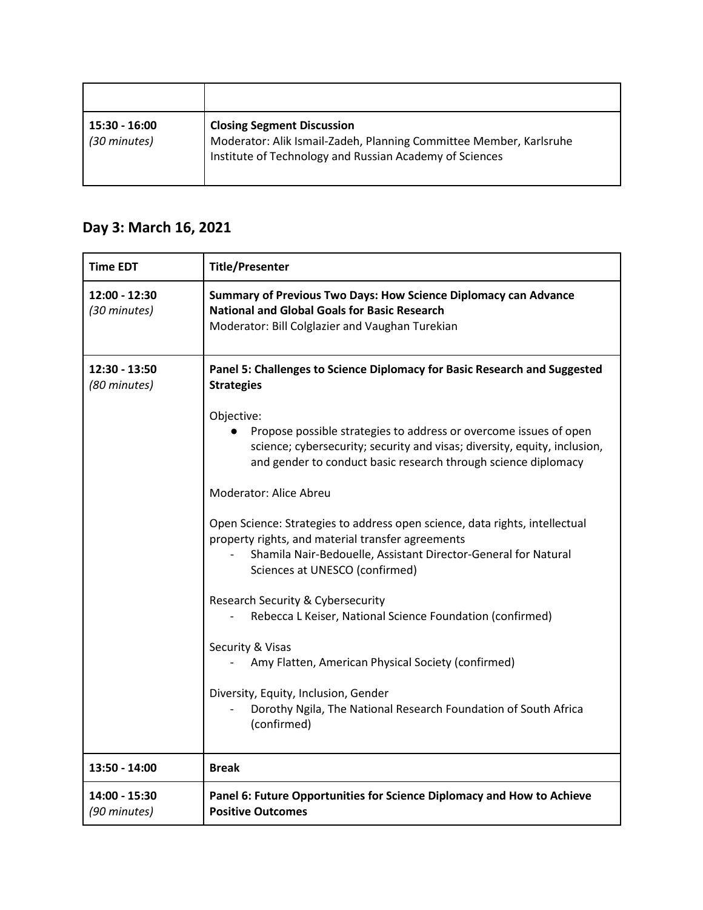| | |
|---|---|
| | |
| **15:30 - 16:00**<br>*(30 minutes)* | **Closing Segment Discussion**<br>Moderator: Alik Ismail-Zadeh, Planning Committee Member, Karlsruhe Institute of Technology and Russian Academy of Sciences |

## Day 3: March 16, 2021

| Time EDT | Title/Presenter |
|---|---|
| **12:00 - 12:30**<br>*(30 minutes)* | **Summary of Previous Two Days: How Science Diplomacy can Advance National and Global Goals for Basic Research**<br>Moderator: Bill Colglazier and Vaughan Turekian |
| **12:30 - 13:50**<br>*(80 minutes)* | **Panel 5: Challenges to Science Diplomacy for Basic Research and Suggested Strategies**<br><br>Objective:<br>● Propose possible strategies to address or overcome issues of open science; cybersecurity; security and visas; diversity, equity, inclusion, and gender to conduct basic research through science diplomacy<br><br>Moderator: Alice Abreu<br><br>Open Science: Strategies to address open science, data rights, intellectual property rights, and material transfer agreements<br>- Shamila Nair-Bedouelle, Assistant Director-General for Natural Sciences at UNESCO (confirmed)<br><br>Research Security & Cybersecurity<br>- Rebecca L Keiser, National Science Foundation (confirmed)<br><br>Security & Visas<br>- Amy Flatten, American Physical Society (confirmed)<br><br>Diversity, Equity, Inclusion, Gender<br>- Dorothy Ngila, The National Research Foundation of South Africa (confirmed) |
| **13:50 - 14:00** | **Break** |
| **14:00 - 15:30**<br>*(90 minutes)* | **Panel 6: Future Opportunities for Science Diplomacy and How to Achieve Positive Outcomes** |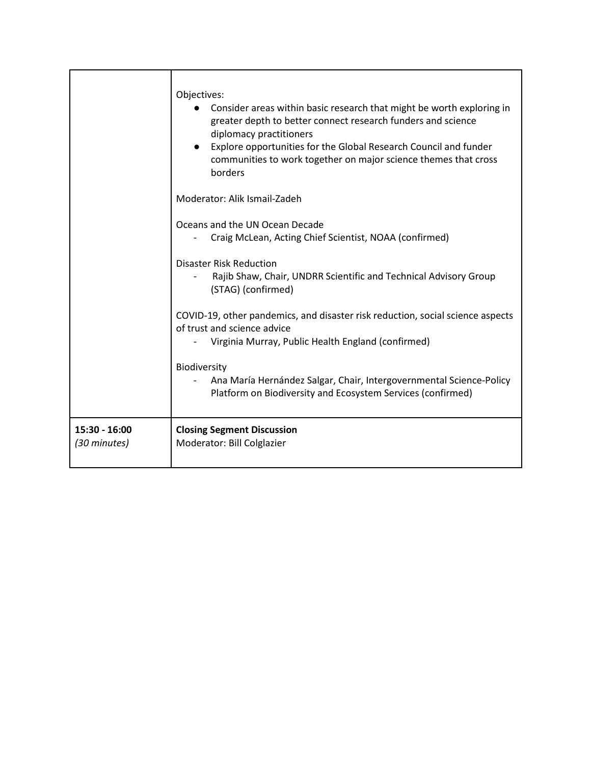| | |
|---|---|
| | Objectives:<br>● Consider areas within basic research that might be worth exploring in greater depth to better connect research funders and science diplomacy practitioners<br>● Explore opportunities for the Global Research Council and funder communities to work together on major science themes that cross borders<br><br>Moderator: Alik Ismail-Zadeh<br><br>Oceans and the UN Ocean Decade<br>- Craig McLean, Acting Chief Scientist, NOAA (confirmed)<br><br>Disaster Risk Reduction<br>- Rajib Shaw, Chair, UNDRR Scientific and Technical Advisory Group (STAG) (confirmed)<br><br>COVID-19, other pandemics, and disaster risk reduction, social science aspects of trust and science advice<br>- Virginia Murray, Public Health England (confirmed)<br><br>Biodiversity<br>- Ana María Hernández Salgar, Chair, Intergovernmental Science-Policy Platform on Biodiversity and Ecosystem Services (confirmed) |
| **15:30 - 16:00**<br>*(30 minutes)* | **Closing Segment Discussion**<br>Moderator: Bill Colglazier |